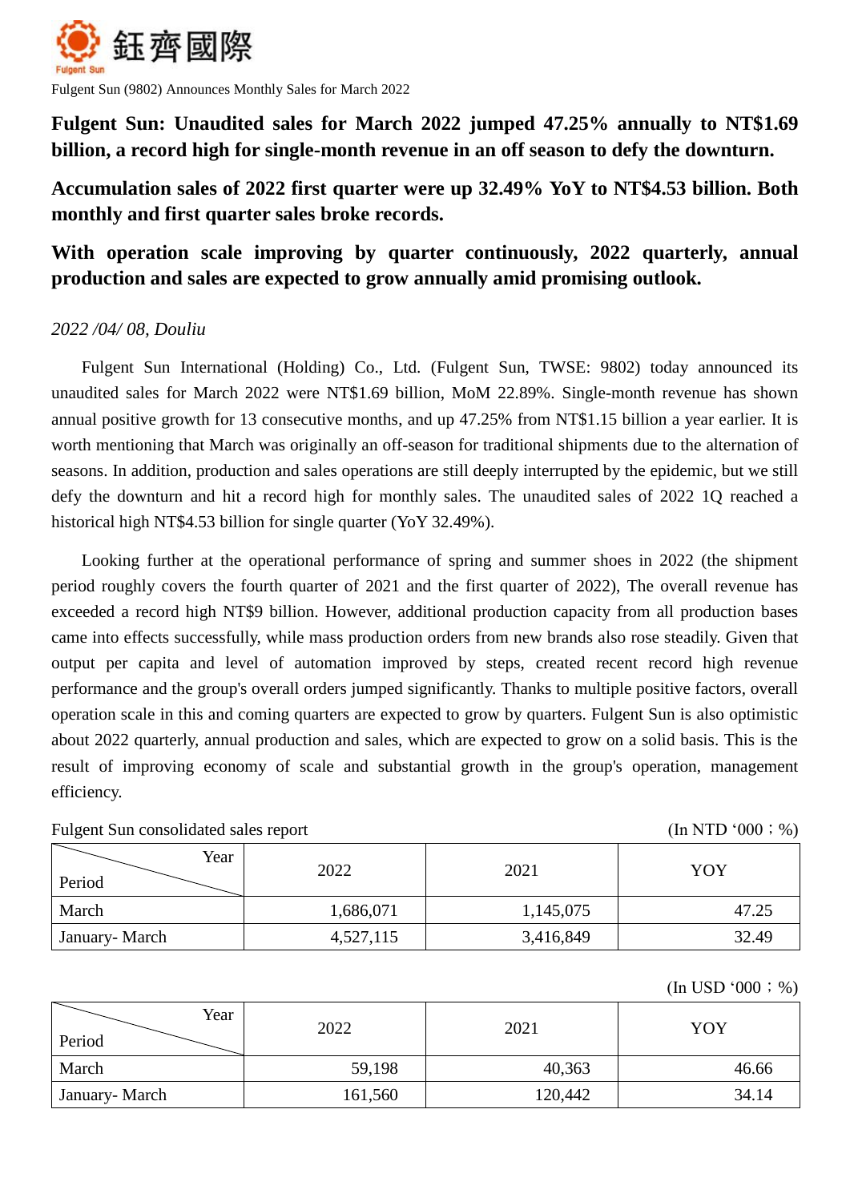鈺齊國際

Fulgent Sun

Fulgent Sun (9802) Announces Monthly Sales for March 2022

## Fulgent Sun: Unaudited sales for March 2022 jumped 47.25% annually to NT$1.69 billion, a record high for single-month revenue in an off season to defy the downturn.

## Accumulation sales of 2022 first quarter were up 32.49% YoY to NT$4.53 billion. Both monthly and first quarter sales broke records.

## With operation scale improving by quarter continuously, 2022 quarterly, annual production and sales are expected to grow annually amid promising outlook.

*2022 /04/ 08, Douliu*

Fulgent Sun International (Holding) Co., Ltd. (Fulgent Sun, TWSE: 9802) today announced its unaudited sales for March 2022 were NT$1.69 billion, MoM 22.89%. Single-month revenue has shown annual positive growth for 13 consecutive months, and up 47.25% from NT$1.15 billion a year earlier. It is worth mentioning that March was originally an off-season for traditional shipments due to the alternation of seasons. In addition, production and sales operations are still deeply interrupted by the epidemic, but we still defy the downturn and hit a record high for monthly sales. The unaudited sales of 2022 1Q reached a historical high NT$4.53 billion for single quarter (YoY 32.49%).

Looking further at the operational performance of spring and summer shoes in 2022 (the shipment period roughly covers the fourth quarter of 2021 and the first quarter of 2022), The overall revenue has exceeded a record high NT$9 billion. However, additional production capacity from all production bases came into effects successfully, while mass production orders from new brands also rose steadily. Given that output per capita and level of automation improved by steps, created recent record high revenue performance and the group's overall orders jumped significantly. Thanks to multiple positive factors, overall operation scale in this and coming quarters are expected to grow by quarters. Fulgent Sun is also optimistic about 2022 quarterly, annual production and sales, which are expected to grow on a solid basis. This is the result of improving economy of scale and substantial growth in the group's operation, management efficiency.

Fulgent Sun consolidated sales report (In NTD ‘000；%)

| Period \ Year | 2022 | 2021 | YOY |
|---|---|---|---|
| March | 1,686,071 | 1,145,075 | 47.25 |
| January- March | 4,527,115 | 3,416,849 | 32.49 |

(In USD ‘000；%)

| Period \ Year | 2022 | 2021 | YOY |
|---|---|---|---|
| March | 59,198 | 40,363 | 46.66 |
| January- March | 161,560 | 120,442 | 34.14 |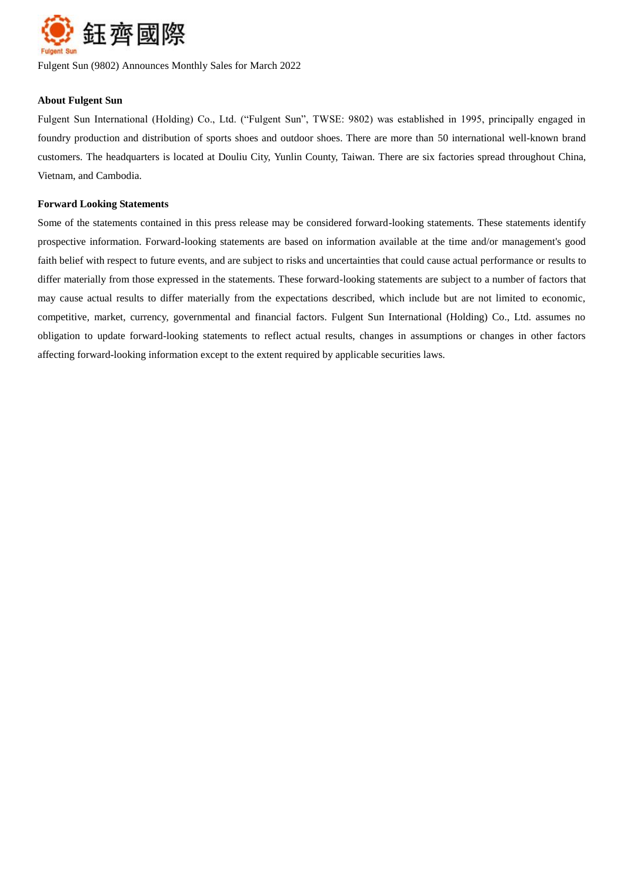Fulgent Sun (9802) Announces Monthly Sales for March 2022

**About Fulgent Sun**

Fulgent Sun International (Holding) Co., Ltd. ("Fulgent Sun", TWSE: 9802) was established in 1995, principally engaged in foundry production and distribution of sports shoes and outdoor shoes. There are more than 50 international well-known brand customers. The headquarters is located at Douliu City, Yunlin County, Taiwan. There are six factories spread throughout China, Vietnam, and Cambodia.

**Forward Looking Statements**

Some of the statements contained in this press release may be considered forward-looking statements. These statements identify prospective information. Forward-looking statements are based on information available at the time and/or management's good faith belief with respect to future events, and are subject to risks and uncertainties that could cause actual performance or results to differ materially from those expressed in the statements. These forward-looking statements are subject to a number of factors that may cause actual results to differ materially from the expectations described, which include but are not limited to economic, competitive, market, currency, governmental and financial factors. Fulgent Sun International (Holding) Co., Ltd. assumes no obligation to update forward-looking statements to reflect actual results, changes in assumptions or changes in other factors affecting forward-looking information except to the extent required by applicable securities laws.